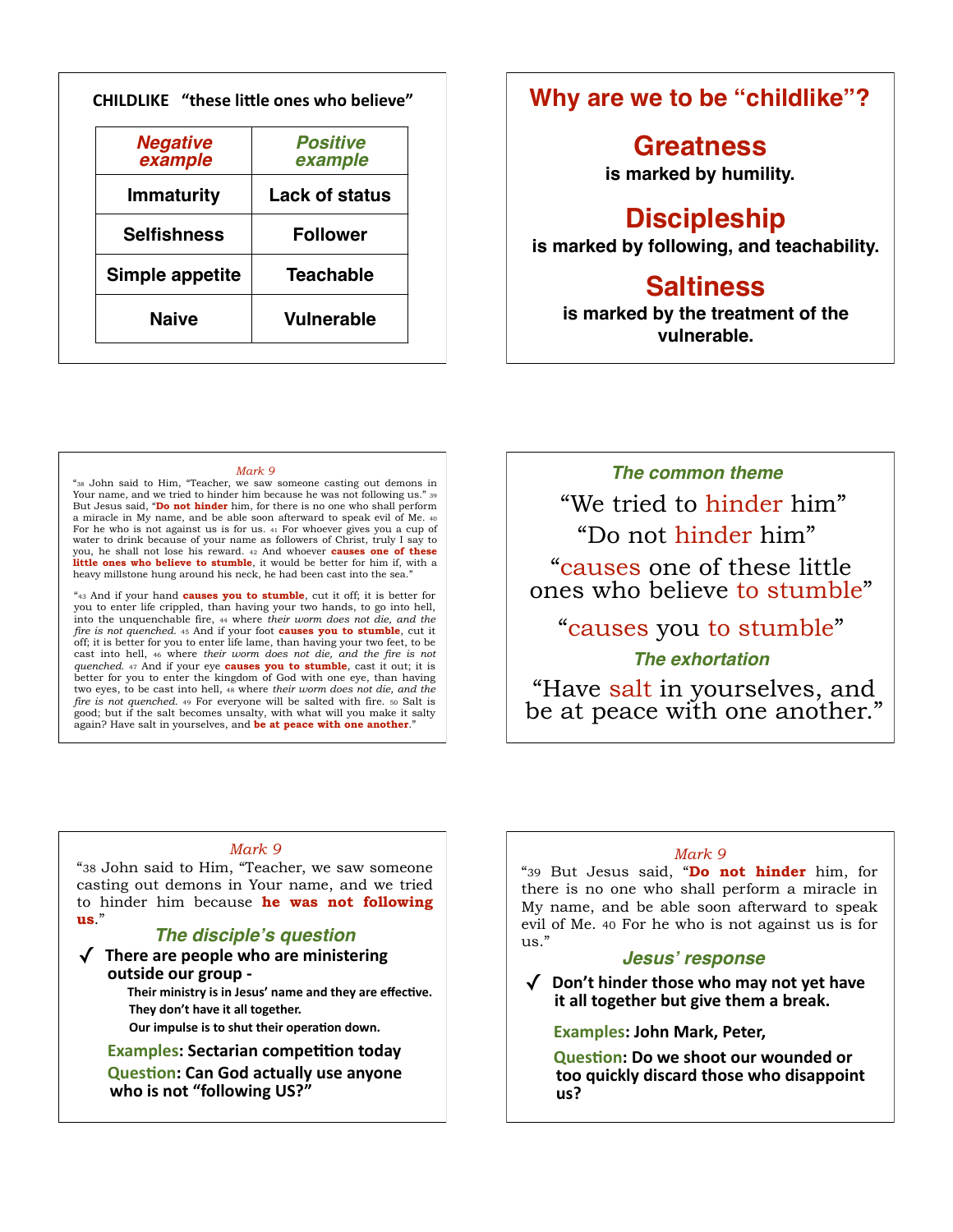## CHILDLIKE "these little ones who believe"

| *Negative example* | *Positive example* |
|---|---|
| Immaturity | Lack of status |
| Selfishness | Follower |
| Simple appetite | Teachable |
| Naive | Vulnerable |

## Why are we to be "childlike"?

**Greatness**
is marked by humility.

**Discipleship**
is marked by following, and teachability.

**Saltiness**
is marked by the treatment of the vulnerable.

*Mark 9*

"38 John said to Him, "Teacher, we saw someone casting out demons in Your name, and we tried to hinder him because he was not following us." 39 But Jesus said, "**Do not hinder** him, for there is no one who shall perform a miracle in My name, and be able soon afterward to speak evil of Me. 40 For he who is not against us is for us. 41 For whoever gives you a cup of water to drink because of your name as followers of Christ, truly I say to you, he shall not lose his reward. 42 And whoever **causes one of these little ones who believe to stumble**, it would be better for him if, with a heavy millstone hung around his neck, he had been cast into the sea."

"43 And if your hand **causes you to stumble**, cut it off; it is better for you to enter life crippled, than having your two hands, to go into hell, into the unquenchable fire, 44 where *their worm does not die, and the fire is not quenched.* 45 And if your foot **causes you to stumble**, cut it off; it is better for you to enter life lame, than having your two feet, to be cast into hell, 46 where *their worm does not die, and the fire is not quenched.* 47 And if your eye **causes you to stumble**, cast it out; it is better for you to enter the kingdom of God with one eye, than having two eyes, to be cast into hell, 48 where *their worm does not die, and the fire is not quenched.* 49 For everyone will be salted with fire. 50 Salt is good; but if the salt becomes unsalty, with what will you make it salty again? Have salt in yourselves, and **be at peace with one another**."

***The common theme***

"We tried to hinder him"

"Do not hinder him"

"causes one of these little ones who believe to stumble"

"causes you to stumble"

***The exhortation***

"Have salt in yourselves, and be at peace with one another."

*Mark 9*

"38 John said to Him, "Teacher, we saw someone casting out demons in Your name, and we tried to hinder him because **he was not following us**."

***The disciple's question***

✓ **There are people who are ministering outside our group -**
  - **Their ministry is in Jesus' name and they are effective.**
  - **They don't have it all together.**
  - **Our impulse is to shut their operation down.**

**Examples: Sectarian competition today**

**Question: Can God actually use anyone who is not "following US?"**

*Mark 9*

"39 But Jesus said, "**Do not hinder** him, for there is no one who shall perform a miracle in My name, and be able soon afterward to speak evil of Me. 40 For he who is not against us is for us."

***Jesus' response***

✓ **Don't hinder those who may not yet have it all together but give them a break.**

**Examples: John Mark, Peter,**

**Question: Do we shoot our wounded or too quickly discard those who disappoint us?**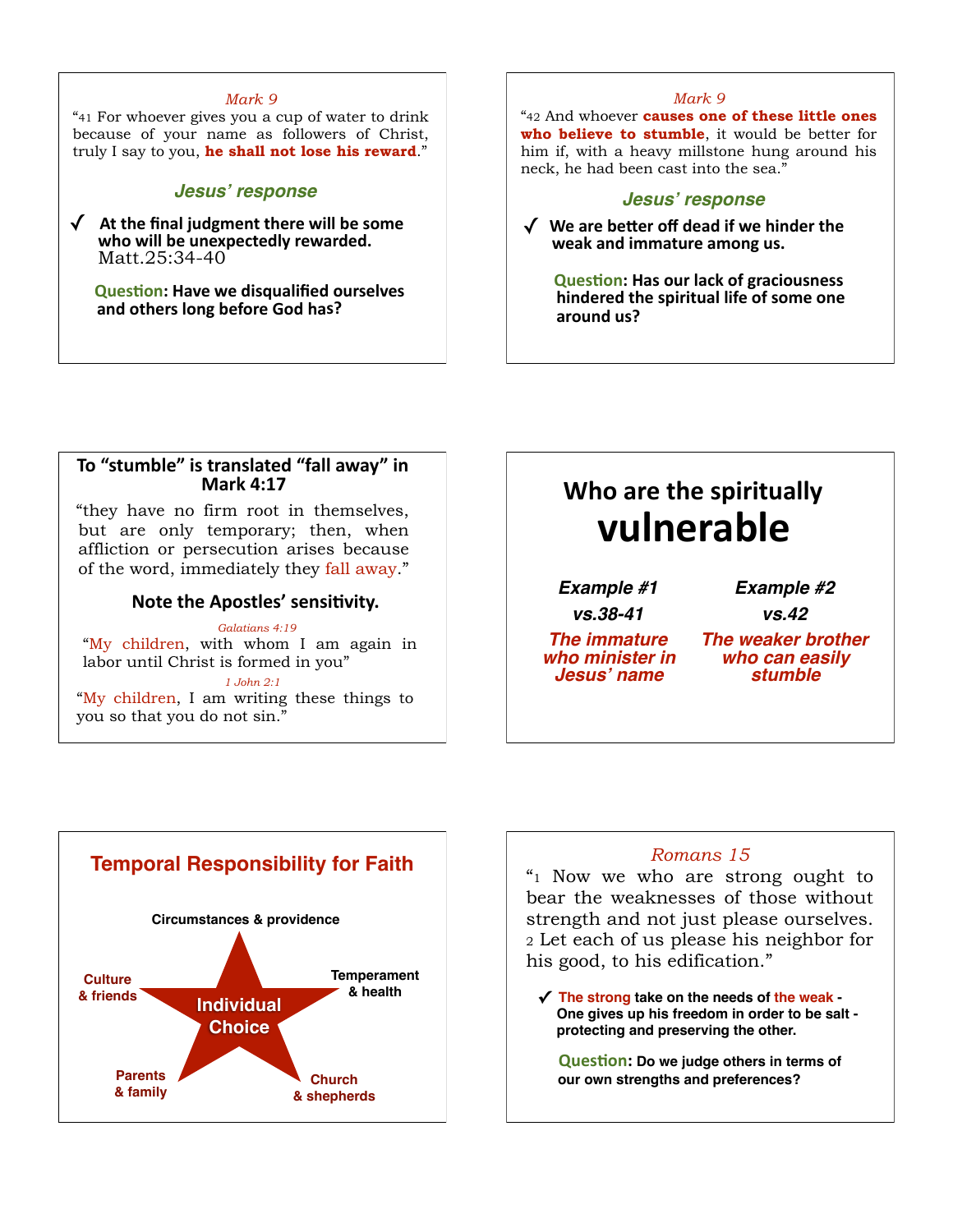*Mark 9*

"41 For whoever gives you a cup of water to drink because of your name as followers of Christ, truly I say to you, **he shall not lose his reward**."

### *Jesus' response*

✓ **At the final judgment there will be some who will be unexpectedly rewarded.** Matt.25:34-40

**Question: Have we disqualified ourselves and others long before God has?**

---

*Mark 9*

"42 And whoever **causes one of these little ones who believe to stumble**, it would be better for him if, with a heavy millstone hung around his neck, he had been cast into the sea."

### *Jesus' response*

✓ **We are better off dead if we hinder the weak and immature among us.**

**Question: Has our lack of graciousness hindered the spiritual life of some one around us?**

---

### To "stumble" is translated "fall away" in Mark 4:17

"they have no firm root in themselves, but are only temporary; then, when affliction or persecution arises because of the word, immediately they fall away."

### Note the Apostles' sensitivity.

*Galatians 4:19*

"My children, with whom I am again in labor until Christ is formed in you"

*1 John 2:1*

"My children, I am writing these things to you so that you do not sin."

---

## Who are the spiritually **vulnerable**

| ***Example #1*** | ***Example #2*** |
| --- | --- |
| ***vs.38-41*** | ***vs.42*** |
| ***The immature who minister in Jesus' name*** | ***The weaker brother who can easily stumble*** |

---

## Temporal Responsibility for Faith

**Individual Choice**

- Circumstances & providence
- Temperament & health
- Church & shepherds
- Parents & family
- Culture & friends

---

*Romans 15*

"1 Now we who are strong ought to bear the weaknesses of those without strength and not just please ourselves. 2 Let each of us please his neighbor for his good, to his edification."

✓ **The strong take on the needs of the weak - One gives up his freedom in order to be salt - protecting and preserving the other.**

**Question: Do we judge others in terms of our own strengths and preferences?**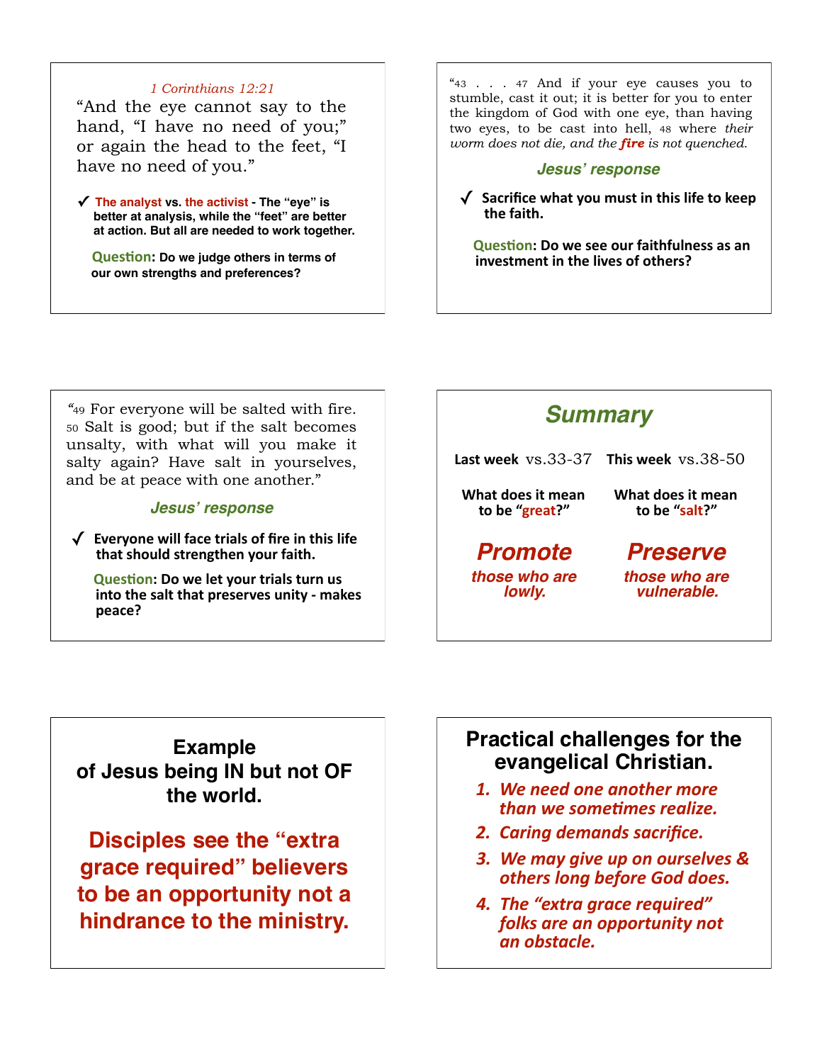*1 Corinthians 12:21*

"And the eye cannot say to the hand, "I have no need of you;" or again the head to the feet, "I have no need of you."

✓ **The analyst vs. the activist - The "eye" is better at analysis, while the "feet" are better at action. But all are needed to work together.**

**Question: Do we judge others in terms of our own strengths and preferences?**

---

"43 . . . 47 And if your eye causes you to stumble, cast it out; it is better for you to enter the kingdom of God with one eye, than having two eyes, to be cast into hell, 48 where *their worm does not die, and the **fire** is not quenched.*

***Jesus' response***

✓ **Sacrifice what you must in this life to keep the faith.**

**Question: Do we see our faithfulness as an investment in the lives of others?**

---

"49 For everyone will be salted with fire. 50 Salt is good; but if the salt becomes unsalty, with what will you make it salty again? Have salt in yourselves, and be at peace with one another."

***Jesus' response***

✓ **Everyone will face trials of fire in this life that should strengthen your faith.**

**Question: Do we let your trials turn us into the salt that preserves unity - makes peace?**

---

## *Summary*

| **Last week** vs.33-37 | **This week** vs.38-50 |
| --- | --- |
| **What does it mean to be "great?"** | **What does it mean to be "salt?"** |
| ***Promote*** | ***Preserve*** |
| ***those who are lowly.*** | ***those who are vulnerable.*** |

---

## Example of Jesus being IN but not OF the world.

**Disciples see the "extra grace required" believers to be an opportunity not a hindrance to the ministry.**

---

## Practical challenges for the evangelical Christian.

1. ***We need one another more than we sometimes realize.***
2. ***Caring demands sacrifice.***
3. ***We may give up on ourselves & others long before God does.***
4. ***The "extra grace required" folks are an opportunity not an obstacle.***